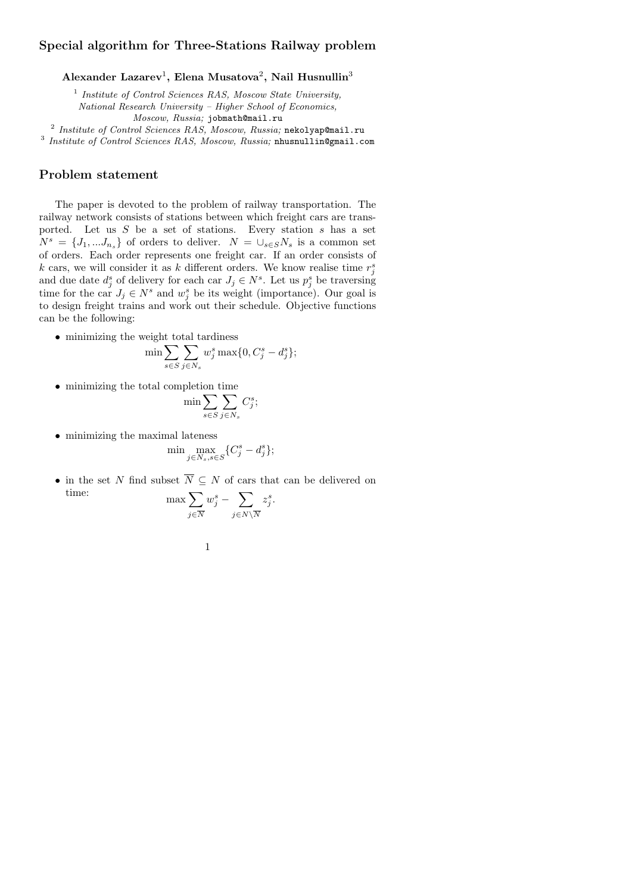## Special algorithm for Three-Stations Railway problem

**Alexander Lazarev[1], Elena Musatova[2], Nail Husnullin[3]**

[1] *Institute of Control Sciences RAS, Moscow State University, National Research University – Higher School of Economics, Moscow, Russia;* jobmath@mail.ru

[2] *Institute of Control Sciences RAS, Moscow, Russia;* nekolyap@mail.ru

[3] *Institute of Control Sciences RAS, Moscow, Russia;* nhusnullin@gmail.com

## Problem statement

The paper is devoted to the problem of railway transportation. The railway network consists of stations between which freight cars are transported. Let us $S$ be a set of stations. Every station $s$ has a set $N^s = \{J_1, ...J_{n_s}\}$ of orders to deliver. $N = \cup_{s\in S} N_s$ is a common set of orders. Each order represents one freight car. If an order consists of $k$ cars, we will consider it as $k$ different orders. We know realise time $r_j^s$ and due date $d_j^s$ of delivery for each car $J_j \in N^s$. Let us $p_j^s$ be traversing time for the car $J_j \in N^s$ and $w_j^s$ be its weight (importance). Our goal is to design freight trains and work out their schedule. Objective functions can be the following:

- minimizing the weight total tardiness
$$\min \sum_{s\in S} \sum_{j\in N_s} w_j^s \max\{0, C_j^s - d_j^s\};$$

- minimizing the total completion time
$$\min \sum_{s\in S} \sum_{j\in N_s} C_j^s;$$

- minimizing the maximal lateness
$$\min \max_{j\in N_s, s\in S} \{C_j^s - d_j^s\};$$

- in the set $N$ find subset $\overline{N} \subseteq N$ of cars that can be delivered on time:
$$\max \sum_{j\in \overline{N}} w_j^s - \sum_{j\in N\setminus\overline{N}} z_j^s.$$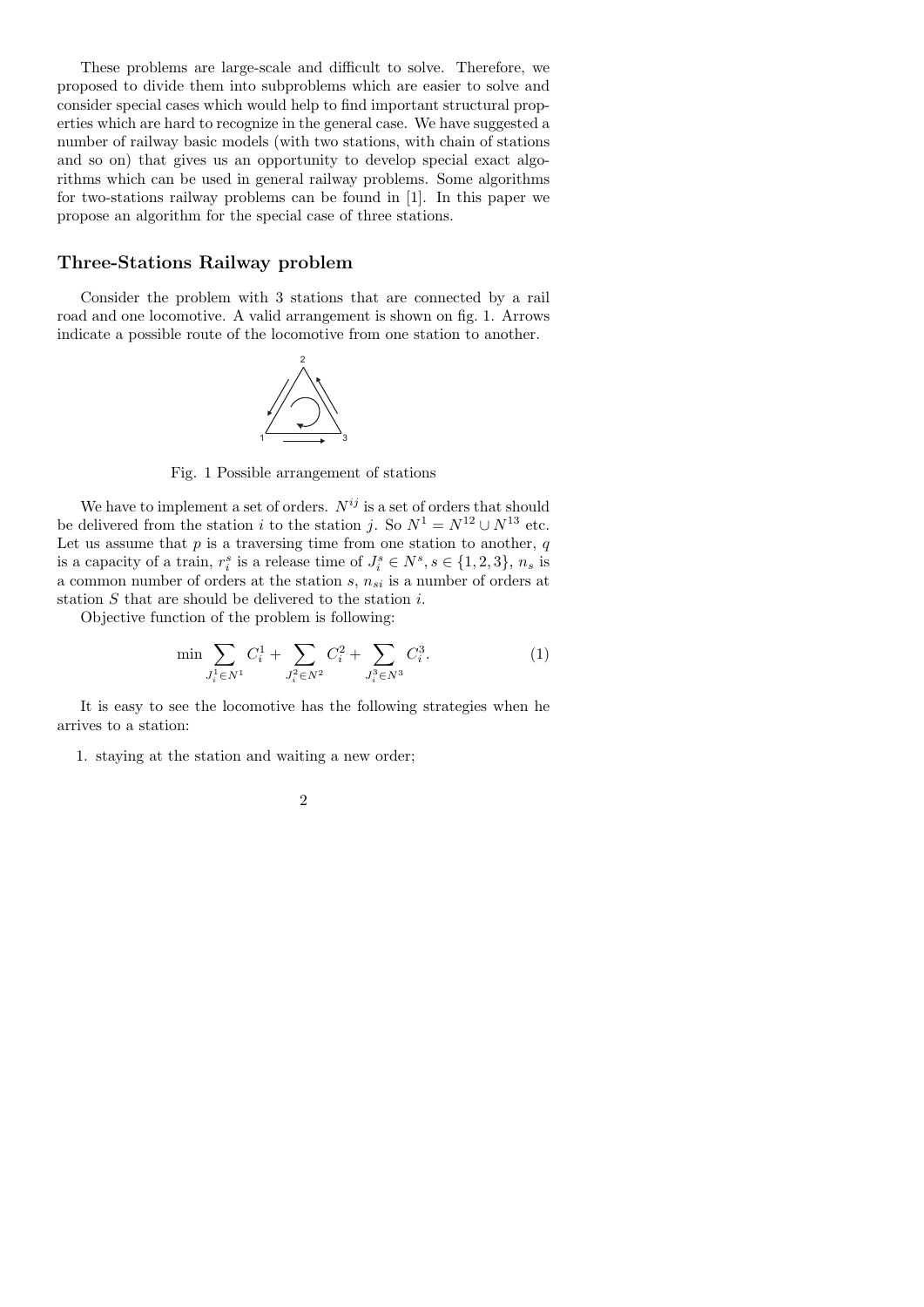These problems are large-scale and difficult to solve. Therefore, we proposed to divide them into subproblems which are easier to solve and consider special cases which would help to find important structural properties which are hard to recognize in the general case. We have suggested a number of railway basic models (with two stations, with chain of stations and so on) that gives us an opportunity to develop special exact algorithms which can be used in general railway problems. Some algorithms for two-stations railway problems can be found in [1]. In this paper we propose an algorithm for the special case of three stations.

## Three-Stations Railway problem

Consider the problem with 3 stations that are connected by a rail road and one locomotive. A valid arrangement is shown on fig. 1. Arrows indicate a possible route of the locomotive from one station to another.

Fig. 1 Possible arrangement of stations

We have to implement a set of orders. $N^{ij}$ is a set of orders that should be delivered from the station $i$ to the station $j$. So $N^1 = N^{12} \cup N^{13}$ etc. Let us assume that $p$ is a traversing time from one station to another, $q$ is a capacity of a train, $r_i^s$ is a release time of $J_i^s \in N^s, s \in \{1, 2, 3\}$, $n_s$ is a common number of orders at the station $s$, $n_{si}$ is a number of orders at station $S$ that are should be delivered to the station $i$.

Objective function of the problem is following:

$$\min \sum_{J_i^1 \in N^1} C_i^1 + \sum_{J_i^2 \in N^2} C_i^2 + \sum_{J_i^3 \in N^3} C_i^3. \tag{1}$$

It is easy to see the locomotive has the following strategies when he arrives to a station:

1. staying at the station and waiting a new order;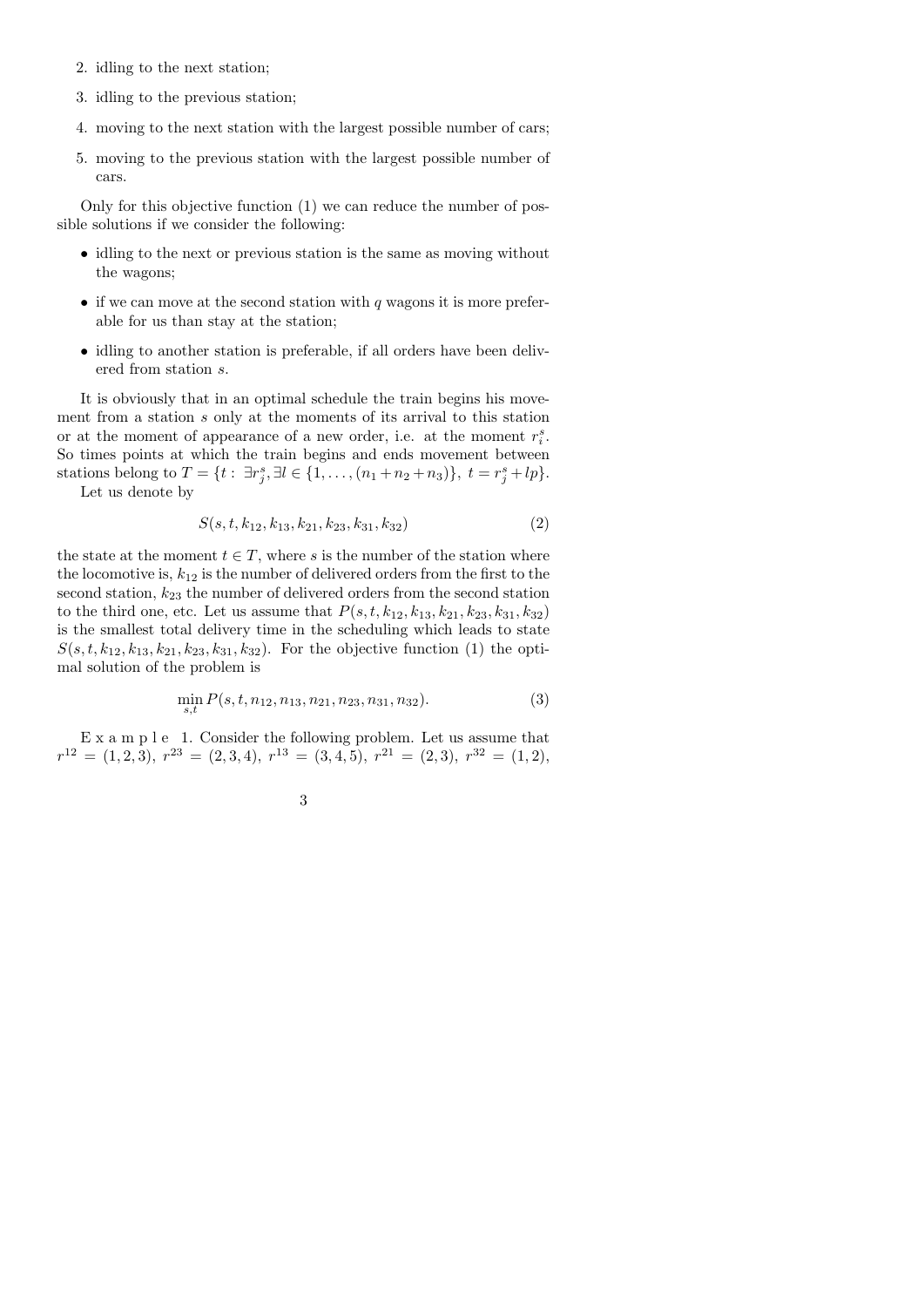2. idling to the next station;
3. idling to the previous station;
4. moving to the next station with the largest possible number of cars;
5. moving to the previous station with the largest possible number of cars.

Only for this objective function (1) we can reduce the number of possible solutions if we consider the following:

- idling to the next or previous station is the same as moving without the wagons;
- if we can move at the second station with $q$ wagons it is more preferable for us than stay at the station;
- idling to another station is preferable, if all orders have been delivered from station $s$.

It is obviously that in an optimal schedule the train begins his movement from a station $s$ only at the moments of its arrival to this station or at the moment of appearance of a new order, i.e. at the moment $r_i^s$. So times points at which the train begins and ends movement between stations belong to $T = \{t:\ \exists r_j^s, \exists l \in \{1,\ldots,(n_1+n_2+n_3)\},\ t = r_j^s + lp\}$.

Let us denote by

$$S(s, t, k_{12}, k_{13}, k_{21}, k_{23}, k_{31}, k_{32}) \tag{2}$$

the state at the moment $t \in T$, where $s$ is the number of the station where the locomotive is, $k_{12}$ is the number of delivered orders from the first to the second station, $k_{23}$ the number of delivered orders from the second station to the third one, etc. Let us assume that $P(s, t, k_{12}, k_{13}, k_{21}, k_{23}, k_{31}, k_{32})$ is the smallest total delivery time in the scheduling which leads to state $S(s, t, k_{12}, k_{13}, k_{21}, k_{23}, k_{31}, k_{32})$. For the objective function (1) the optimal solution of the problem is

$$\min_{s,t} P(s, t, n_{12}, n_{13}, n_{21}, n_{23}, n_{31}, n_{32}). \tag{3}$$

Example 1. Consider the following problem. Let us assume that $r^{12} = (1, 2, 3)$, $r^{23} = (2, 3, 4)$, $r^{13} = (3, 4, 5)$, $r^{21} = (2, 3)$, $r^{32} = (1, 2)$,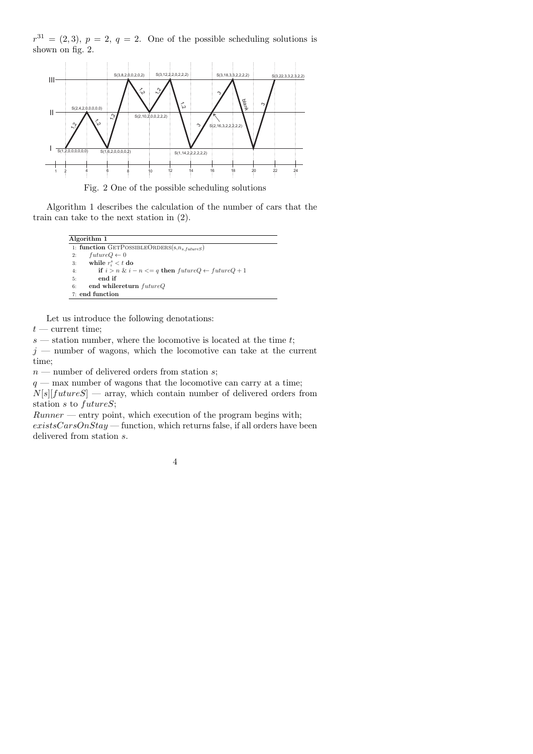$r^{31} = (2, 3)$, $p = 2$, $q = 2$. One of the possible scheduling solutions is shown on fig. 2.

Fig. 2 One of the possible scheduling solutions

Algorithm 1 describes the calculation of the number of cars that the train can take to the next station in (2).

**Algorithm 1**

```
1: function GetPossibleOrders(s, n_{s,futureS})
2:     futureQ ← 0
3:     while r_i^s < t do
4:         if i > n & i − n <= q then futureQ ← futureQ + 1
5:         end if
6:     end whilereturn futureQ
7: end function
```

Let us introduce the following denotations:

$t$ — current time;

$s$ — station number, where the locomotive is located at the time $t$;

$j$ — number of wagons, which the locomotive can take at the current time;

$n$ — number of delivered orders from station $s$;

$q$ — max number of wagons that the locomotive can carry at a time;

$N[s][futureS]$ — array, which contain number of delivered orders from station $s$ to $futureS$;

$Runner$ — entry point, which execution of the program begins with;

$existsCarsOnStay$ — function, which returns false, if all orders have been delivered from station $s$.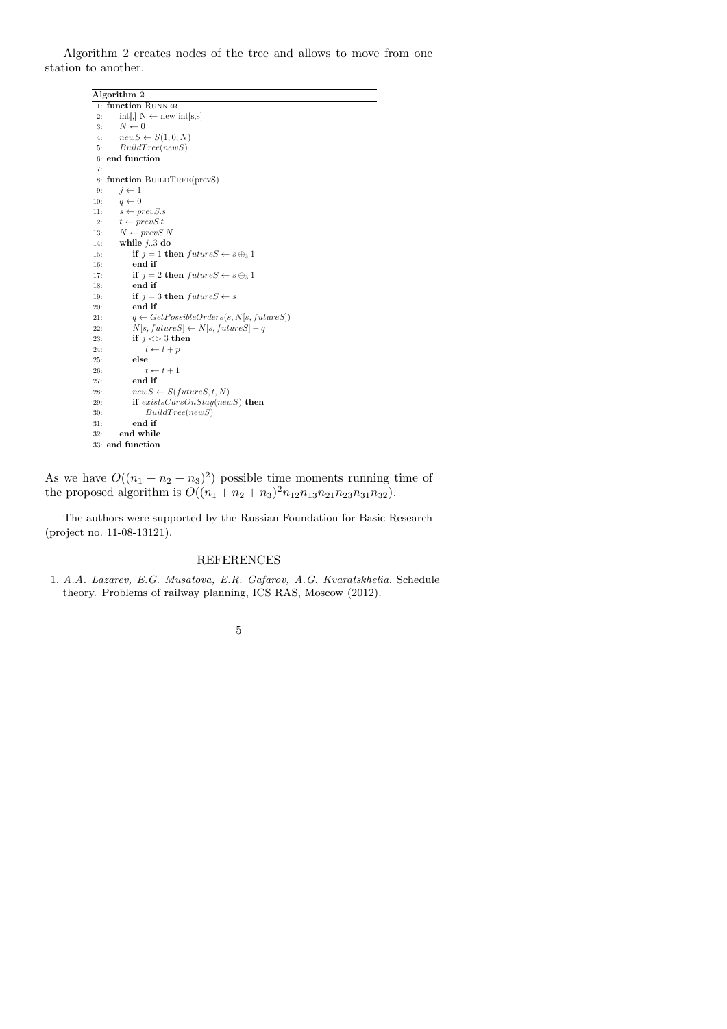Algorithm 2 creates nodes of the tree and allows to move from one station to another.

```
Algorithm 2
 1: function RUNNER
 2:     int[,] N ← new int[s,s]
 3:     N ← 0
 4:     newS ← S(1, 0, N)
 5:     BuildTree(newS)
 6: end function
 7:
 8: function BUILDTREE(prevS)
 9:     j ← 1
10:     q ← 0
11:     s ← prevS.s
12:     t ← prevS.t
13:     N ← prevS.N
14:     while j..3 do
15:         if j = 1 then futureS ← s ⊕₃ 1
16:         end if
17:         if j = 2 then futureS ← s ⊖₃ 1
18:         end if
19:         if j = 3 then futureS ← s
20:         end if
21:         q ← GetPossibleOrders(s, N[s, futureS])
22:         N[s, futureS] ← N[s, futureS] + q
23:         if j <> 3 then
24:             t ← t + p
25:         else
26:             t ← t + 1
27:         end if
28:         newS ← S(futureS, t, N)
29:         if existsCarsOnStay(newS) then
30:             BuildTree(newS)
31:         end if
32:     end while
33: end function
```

As we have $O((n_1 + n_2 + n_3)^2)$ possible time moments running time of the proposed algorithm is $O((n_1 + n_2 + n_3)^2 n_{12} n_{13} n_{21} n_{23} n_{31} n_{32})$.

The authors were supported by the Russian Foundation for Basic Research (project no. 11-08-13121).

## REFERENCES

1. *A.A. Lazarev, E.G. Musatova, E.R. Gafarov, A.G. Kvaratskhelia.* Schedule theory. Problems of railway planning, ICS RAS, Moscow (2012).